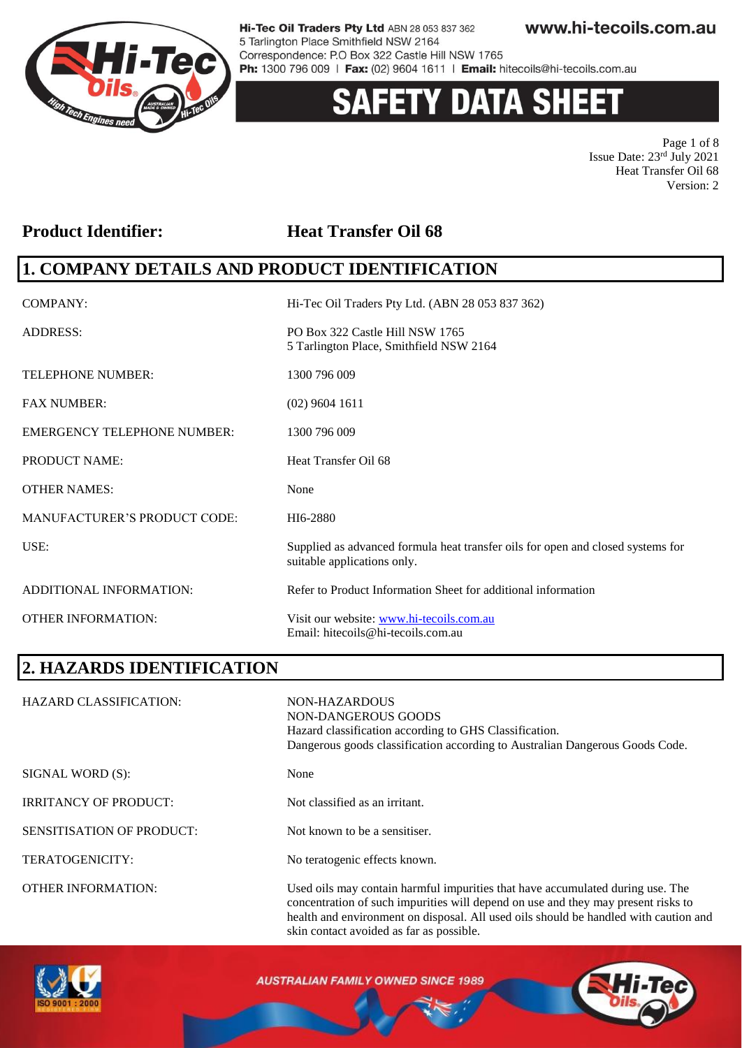# SAFETY DATA SHEET

Issue Date: 23rd July 2021
Heat Transfer Oil 68
Version: 2

**Product Identifier: Heat Transfer Oil 68**

## 1. COMPANY DETAILS AND PRODUCT IDENTIFICATION

| | |
|---|---|
| COMPANY: | Hi-Tec Oil Traders Pty Ltd. (ABN 28 053 837 362) |
| ADDRESS: | PO Box 322 Castle Hill NSW 1765<br>5 Tarlington Place, Smithfield NSW 2164 |
| TELEPHONE NUMBER: | 1300 796 009 |
| FAX NUMBER: | (02) 9604 1611 |
| EMERGENCY TELEPHONE NUMBER: | 1300 796 009 |
| PRODUCT NAME: | Heat Transfer Oil 68 |
| OTHER NAMES: | None |
| MANUFACTURER'S PRODUCT CODE: | HI6-2880 |
| USE: | Supplied as advanced formula heat transfer oils for open and closed systems for suitable applications only. |
| ADDITIONAL INFORMATION: | Refer to Product Information Sheet for additional information |
| OTHER INFORMATION: | Visit our website: www.hi-tecoils.com.au<br>Email: hitecoils@hi-tecoils.com.au |

## 2. HAZARDS IDENTIFICATION

| | |
|---|---|
| HAZARD CLASSIFICATION: | NON-HAZARDOUS<br>NON-DANGEROUS GOODS<br>Hazard classification according to GHS Classification.<br>Dangerous goods classification according to Australian Dangerous Goods Code. |
| SIGNAL WORD (S): | None |
| IRRITANCY OF PRODUCT: | Not classified as an irritant. |
| SENSITISATION OF PRODUCT: | Not known to be a sensitiser. |
| TERATOGENICITY: | No teratogenic effects known. |
| OTHER INFORMATION: | Used oils may contain harmful impurities that have accumulated during use. The concentration of such impurities will depend on use and they may present risks to health and environment on disposal. All used oils should be handled with caution and skin contact avoided as far as possible. |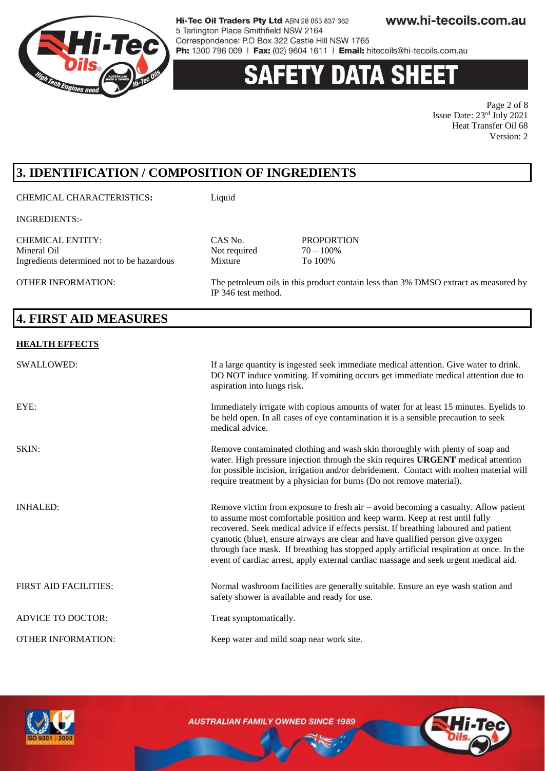## 3. IDENTIFICATION / COMPOSITION OF INGREDIENTS

CHEMICAL CHARACTERISTICS**:** Liquid

INGREDIENTS:-

| CHEMICAL ENTITY: | CAS No. | PROPORTION |
|---|---|---|
| Mineral Oil | Not required | 70 – 100% |
| Ingredients determined not to be hazardous | Mixture | To 100% |

OTHER INFORMATION: The petroleum oils in this product contain less than 3% DMSO extract as measured by IP 346 test method.

## 4. FIRST AID MEASURES

**HEALTH EFFECTS**

SWALLOWED: If a large quantity is ingested seek immediate medical attention. Give water to drink. DO NOT induce vomiting. If vomiting occurs get immediate medical attention due to aspiration into lungs risk.

EYE: Immediately irrigate with copious amounts of water for at least 15 minutes. Eyelids to be held open. In all cases of eye contamination it is a sensible precaution to seek medical advice.

SKIN: Remove contaminated clothing and wash skin thoroughly with plenty of soap and water. High pressure injection through the skin requires **URGENT** medical attention for possible incision, irrigation and/or debridement. Contact with molten material will require treatment by a physician for burns (Do not remove material).

INHALED: Remove victim from exposure to fresh air – avoid becoming a casualty. Allow patient to assume most comfortable position and keep warm. Keep at rest until fully recovered. Seek medical advice if effects persist. If breathing laboured and patient cyanotic (blue), ensure airways are clear and have qualified person give oxygen through face mask. If breathing has stopped apply artificial respiration at once. In the event of cardiac arrest, apply external cardiac massage and seek urgent medical aid.

FIRST AID FACILITIES: Normal washroom facilities are generally suitable. Ensure an eye wash station and safety shower is available and ready for use.

ADVICE TO DOCTOR: Treat symptomatically.

OTHER INFORMATION: Keep water and mild soap near work site.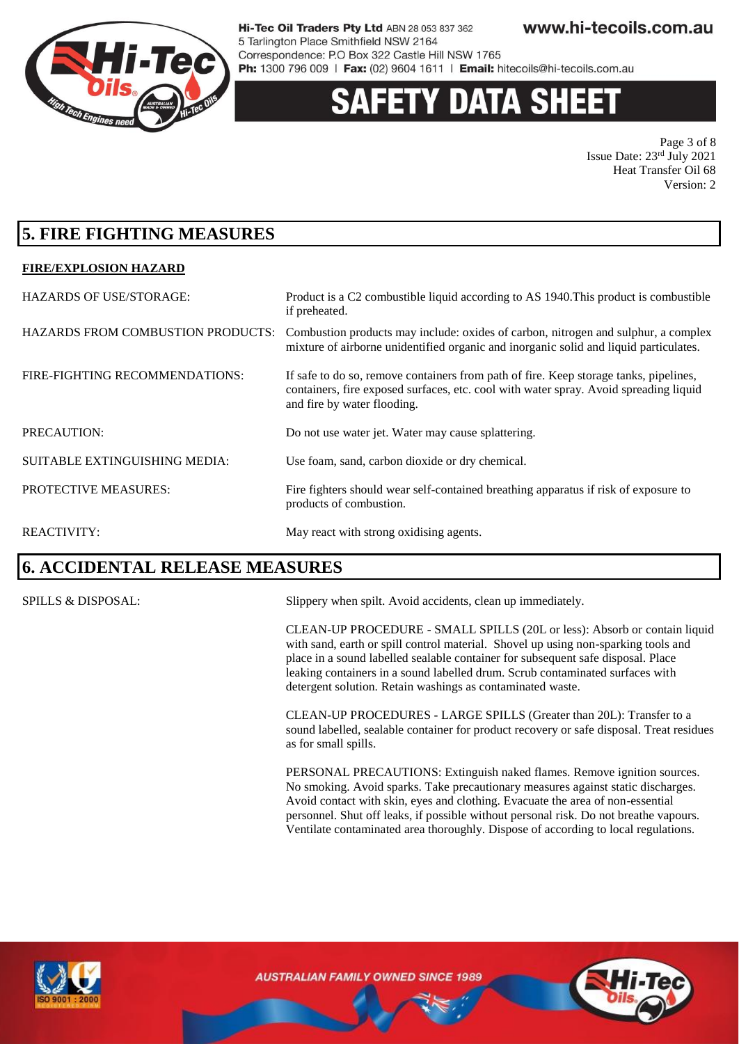# SAFETY DATA SHEET

Issue Date: 23rd July 2021
Heat Transfer Oil 68
Version: 2

## 5. FIRE FIGHTING MEASURES

**FIRE/EXPLOSION HAZARD**

| | |
|---|---|
| HAZARDS OF USE/STORAGE: | Product is a C2 combustible liquid according to AS 1940.This product is combustible if preheated. |
| HAZARDS FROM COMBUSTION PRODUCTS: | Combustion products may include: oxides of carbon, nitrogen and sulphur, a complex mixture of airborne unidentified organic and inorganic solid and liquid particulates. |
| FIRE-FIGHTING RECOMMENDATIONS: | If safe to do so, remove containers from path of fire. Keep storage tanks, pipelines, containers, fire exposed surfaces, etc. cool with water spray. Avoid spreading liquid and fire by water flooding. |
| PRECAUTION: | Do not use water jet. Water may cause splattering. |
| SUITABLE EXTINGUISHING MEDIA: | Use foam, sand, carbon dioxide or dry chemical. |
| PROTECTIVE MEASURES: | Fire fighters should wear self-contained breathing apparatus if risk of exposure to products of combustion. |
| REACTIVITY: | May react with strong oxidising agents. |

## 6. ACCIDENTAL RELEASE MEASURES

SPILLS & DISPOSAL:

Slippery when spilt. Avoid accidents, clean up immediately.

CLEAN-UP PROCEDURE - SMALL SPILLS (20L or less): Absorb or contain liquid with sand, earth or spill control material. Shovel up using non-sparking tools and place in a sound labelled sealable container for subsequent safe disposal. Place leaking containers in a sound labelled drum. Scrub contaminated surfaces with detergent solution. Retain washings as contaminated waste.

CLEAN-UP PROCEDURES - LARGE SPILLS (Greater than 20L): Transfer to a sound labelled, sealable container for product recovery or safe disposal. Treat residues as for small spills.

PERSONAL PRECAUTIONS: Extinguish naked flames. Remove ignition sources. No smoking. Avoid sparks. Take precautionary measures against static discharges. Avoid contact with skin, eyes and clothing. Evacuate the area of non-essential personnel. Shut off leaks, if possible without personal risk. Do not breathe vapours. Ventilate contaminated area thoroughly. Dispose of according to local regulations.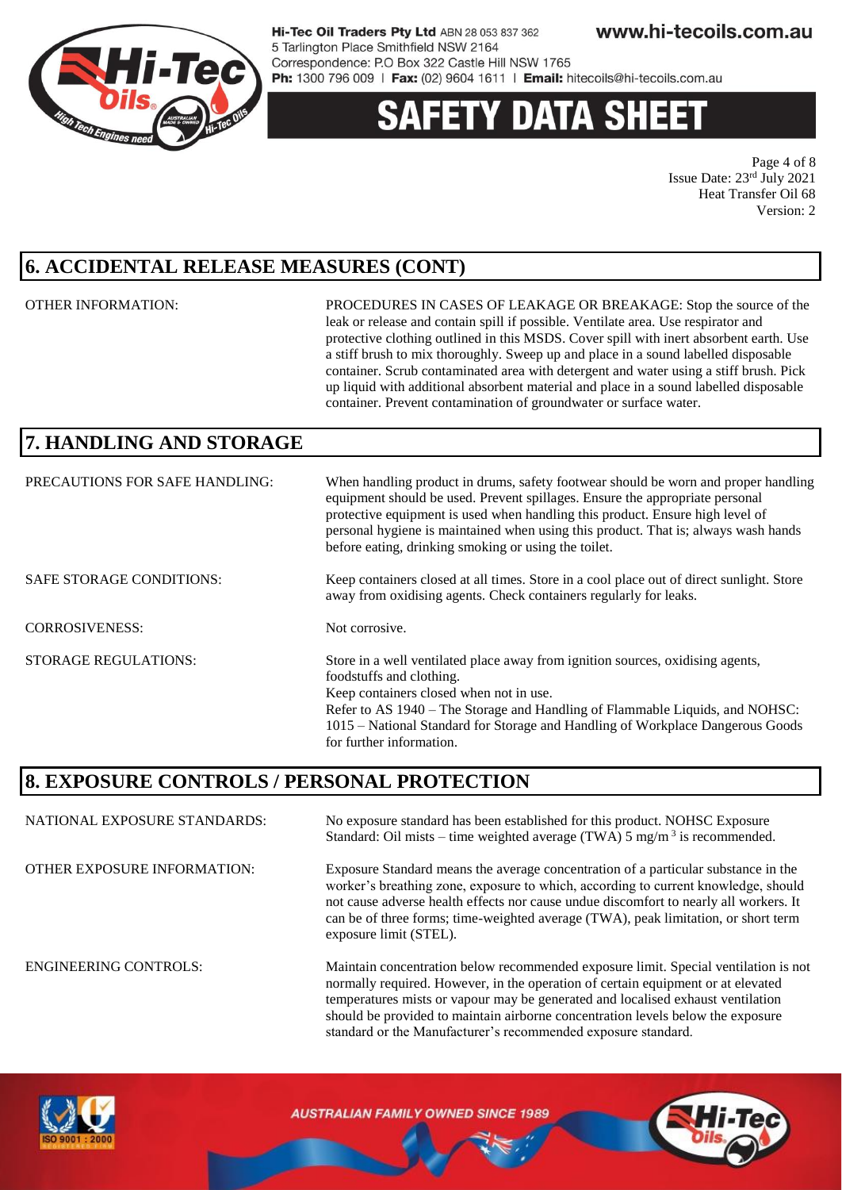## 6. ACCIDENTAL RELEASE MEASURES (CONT)

| | |
|---|---|
| OTHER INFORMATION: | PROCEDURES IN CASES OF LEAKAGE OR BREAKAGE: Stop the source of the leak or release and contain spill if possible. Ventilate area. Use respirator and protective clothing outlined in this MSDS. Cover spill with inert absorbent earth. Use a stiff brush to mix thoroughly. Sweep up and place in a sound labelled disposable container. Scrub contaminated area with detergent and water using a stiff brush. Pick up liquid with additional absorbent material and place in a sound labelled disposable container. Prevent contamination of groundwater or surface water. |

## 7. HANDLING AND STORAGE

| | |
|---|---|
| PRECAUTIONS FOR SAFE HANDLING: | When handling product in drums, safety footwear should be worn and proper handling equipment should be used. Prevent spillages. Ensure the appropriate personal protective equipment is used when handling this product. Ensure high level of personal hygiene is maintained when using this product. That is; always wash hands before eating, drinking smoking or using the toilet. |
| SAFE STORAGE CONDITIONS: | Keep containers closed at all times. Store in a cool place out of direct sunlight. Store away from oxidising agents. Check containers regularly for leaks. |
| CORROSIVENESS: | Not corrosive. |
| STORAGE REGULATIONS: | Store in a well ventilated place away from ignition sources, oxidising agents, foodstuffs and clothing.<br>Keep containers closed when not in use.<br>Refer to AS 1940 – The Storage and Handling of Flammable Liquids, and NOHSC: 1015 – National Standard for Storage and Handling of Workplace Dangerous Goods for further information. |

## 8. EXPOSURE CONTROLS / PERSONAL PROTECTION

| | |
|---|---|
| NATIONAL EXPOSURE STANDARDS: | No exposure standard has been established for this product. NOHSC Exposure Standard: Oil mists – time weighted average (TWA) 5 mg/m$^3$ is recommended. |
| OTHER EXPOSURE INFORMATION: | Exposure Standard means the average concentration of a particular substance in the worker's breathing zone, exposure to which, according to current knowledge, should not cause adverse health effects nor cause undue discomfort to nearly all workers. It can be of three forms; time-weighted average (TWA), peak limitation, or short term exposure limit (STEL). |
| ENGINEERING CONTROLS: | Maintain concentration below recommended exposure limit. Special ventilation is not normally required. However, in the operation of certain equipment or at elevated temperatures mists or vapour may be generated and localised exhaust ventilation should be provided to maintain airborne concentration levels below the exposure standard or the Manufacturer's recommended exposure standard. |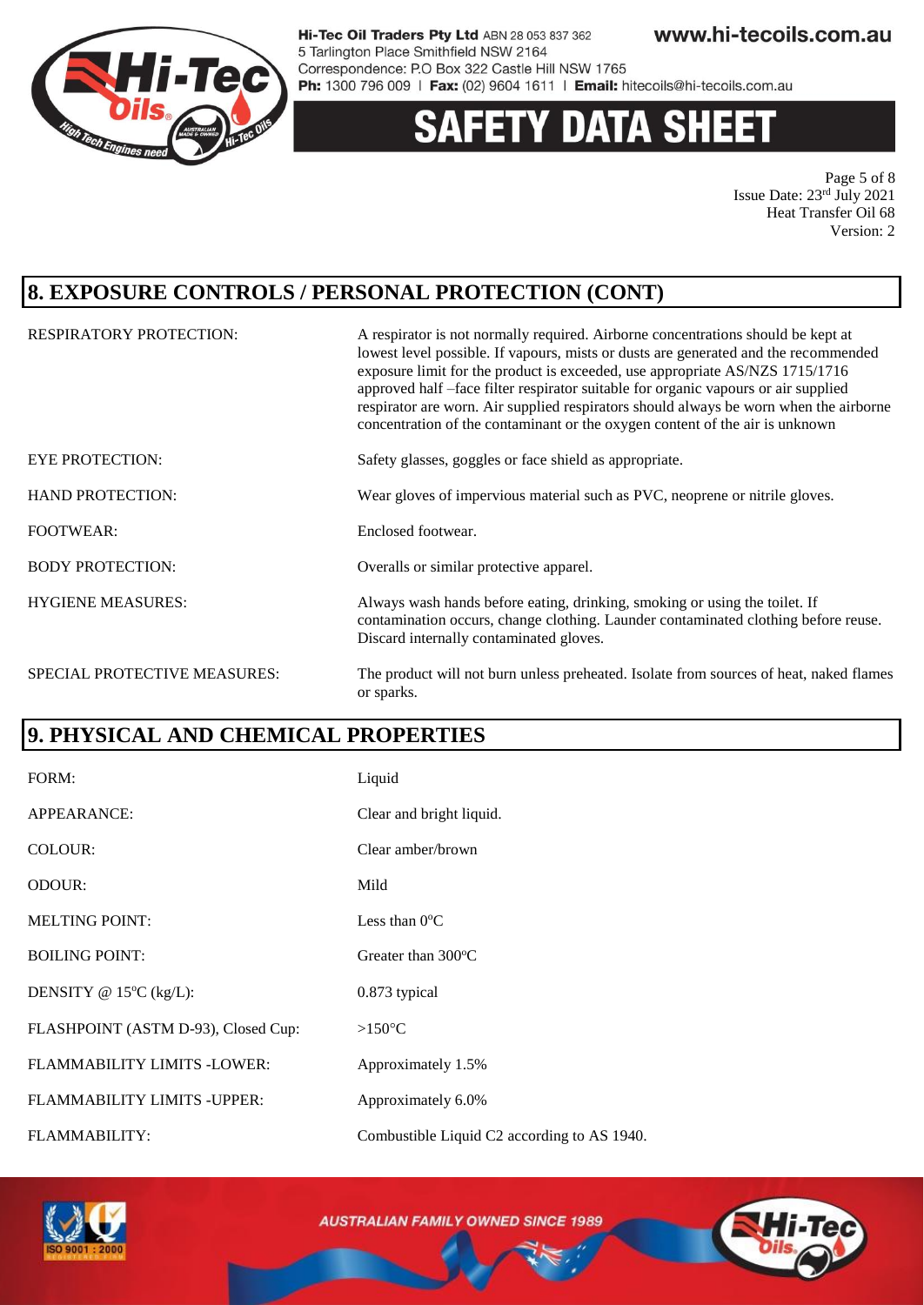## 8. EXPOSURE CONTROLS / PERSONAL PROTECTION (CONT)

| | |
|---|---|
| RESPIRATORY PROTECTION: | A respirator is not normally required. Airborne concentrations should be kept at lowest level possible. If vapours, mists or dusts are generated and the recommended exposure limit for the product is exceeded, use appropriate AS/NZS 1715/1716 approved half –face filter respirator suitable for organic vapours or air supplied respirator are worn. Air supplied respirators should always be worn when the airborne concentration of the contaminant or the oxygen content of the air is unknown |
| EYE PROTECTION: | Safety glasses, goggles or face shield as appropriate. |
| HAND PROTECTION: | Wear gloves of impervious material such as PVC, neoprene or nitrile gloves. |
| FOOTWEAR: | Enclosed footwear. |
| BODY PROTECTION: | Overalls or similar protective apparel. |
| HYGIENE MEASURES: | Always wash hands before eating, drinking, smoking or using the toilet. If contamination occurs, change clothing. Launder contaminated clothing before reuse. Discard internally contaminated gloves. |
| SPECIAL PROTECTIVE MEASURES: | The product will not burn unless preheated. Isolate from sources of heat, naked flames or sparks. |

## 9. PHYSICAL AND CHEMICAL PROPERTIES

| | |
|---|---|
| FORM: | Liquid |
| APPEARANCE: | Clear and bright liquid. |
| COLOUR: | Clear amber/brown |
| ODOUR: | Mild |
| MELTING POINT: | Less than 0°C |
| BOILING POINT: | Greater than 300°C |
| DENSITY @ 15°C (kg/L): | 0.873 typical |
| FLASHPOINT (ASTM D-93), Closed Cup: | >150°C |
| FLAMMABILITY LIMITS -LOWER: | Approximately 1.5% |
| FLAMMABILITY LIMITS -UPPER: | Approximately 6.0% |
| FLAMMABILITY: | Combustible Liquid C2 according to AS 1940. |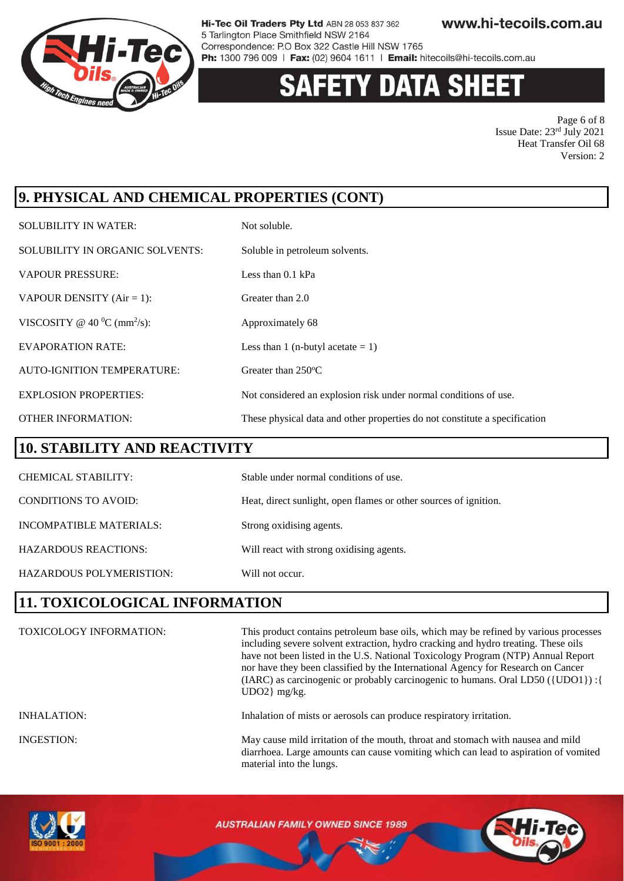## 9. PHYSICAL AND CHEMICAL PROPERTIES (CONT)

| | |
|---|---|
| SOLUBILITY IN WATER: | Not soluble. |
| SOLUBILITY IN ORGANIC SOLVENTS: | Soluble in petroleum solvents. |
| VAPOUR PRESSURE: | Less than 0.1 kPa |
| VAPOUR DENSITY (Air = 1): | Greater than 2.0 |
| VISCOSITY @ 40 $^0$C ($mm^2/s$): | Approximately 68 |
| EVAPORATION RATE: | Less than 1 (n-butyl acetate = 1) |
| AUTO-IGNITION TEMPERATURE: | Greater than 250°C |
| EXPLOSION PROPERTIES: | Not considered an explosion risk under normal conditions of use. |
| OTHER INFORMATION: | These physical data and other properties do not constitute a specification |

## 10. STABILITY AND REACTIVITY

| | |
|---|---|
| CHEMICAL STABILITY: | Stable under normal conditions of use. |
| CONDITIONS TO AVOID: | Heat, direct sunlight, open flames or other sources of ignition. |
| INCOMPATIBLE MATERIALS: | Strong oxidising agents. |
| HAZARDOUS REACTIONS: | Will react with strong oxidising agents. |
| HAZARDOUS POLYMERISTION: | Will not occur. |

## 11. TOXICOLOGICAL INFORMATION

| | |
|---|---|
| TOXICOLOGY INFORMATION: | This product contains petroleum base oils, which may be refined by various processes including severe solvent extraction, hydro cracking and hydro treating. These oils have not been listed in the U.S. National Toxicology Program (NTP) Annual Report nor have they been classified by the International Agency for Research on Cancer (IARC) as carcinogenic or probably carcinogenic to humans. Oral LD50 ({UDO1}) :{ UDO2} mg/kg. |
| INHALATION: | Inhalation of mists or aerosols can produce respiratory irritation. |
| INGESTION: | May cause mild irritation of the mouth, throat and stomach with nausea and mild diarrhoea. Large amounts can cause vomiting which can lead to aspiration of vomited material into the lungs. |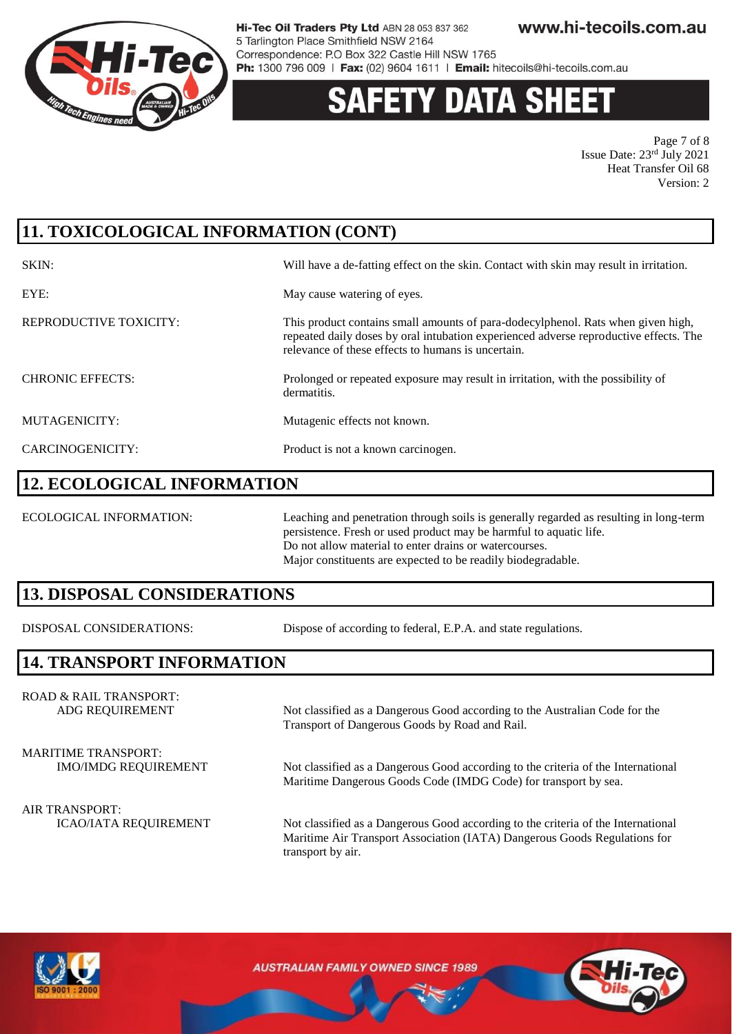## 11. TOXICOLOGICAL INFORMATION (CONT)

| | |
|---|---|
| SKIN: | Will have a de-fatting effect on the skin. Contact with skin may result in irritation. |
| EYE: | May cause watering of eyes. |
| REPRODUCTIVE TOXICITY: | This product contains small amounts of para-dodecylphenol. Rats when given high, repeated daily doses by oral intubation experienced adverse reproductive effects. The relevance of these effects to humans is uncertain. |
| CHRONIC EFFECTS: | Prolonged or repeated exposure may result in irritation, with the possibility of dermatitis. |
| MUTAGENICITY: | Mutagenic effects not known. |
| CARCINOGENICITY: | Product is not a known carcinogen. |

## 12. ECOLOGICAL INFORMATION

ECOLOGICAL INFORMATION:

Leaching and penetration through soils is generally regarded as resulting in long-term persistence. Fresh or used product may be harmful to aquatic life.
Do not allow material to enter drains or watercourses.
Major constituents are expected to be readily biodegradable.

## 13. DISPOSAL CONSIDERATIONS

DISPOSAL CONSIDERATIONS: Dispose of according to federal, E.P.A. and state regulations.

## 14. TRANSPORT INFORMATION

ROAD & RAIL TRANSPORT:

ADG REQUIREMENT: Not classified as a Dangerous Good according to the Australian Code for the Transport of Dangerous Goods by Road and Rail.

MARITIME TRANSPORT:

IMO/IMDG REQUIREMENT: Not classified as a Dangerous Good according to the criteria of the International Maritime Dangerous Goods Code (IMDG Code) for transport by sea.

AIR TRANSPORT:

ICAO/IATA REQUIREMENT: Not classified as a Dangerous Good according to the criteria of the International Maritime Air Transport Association (IATA) Dangerous Goods Regulations for transport by air.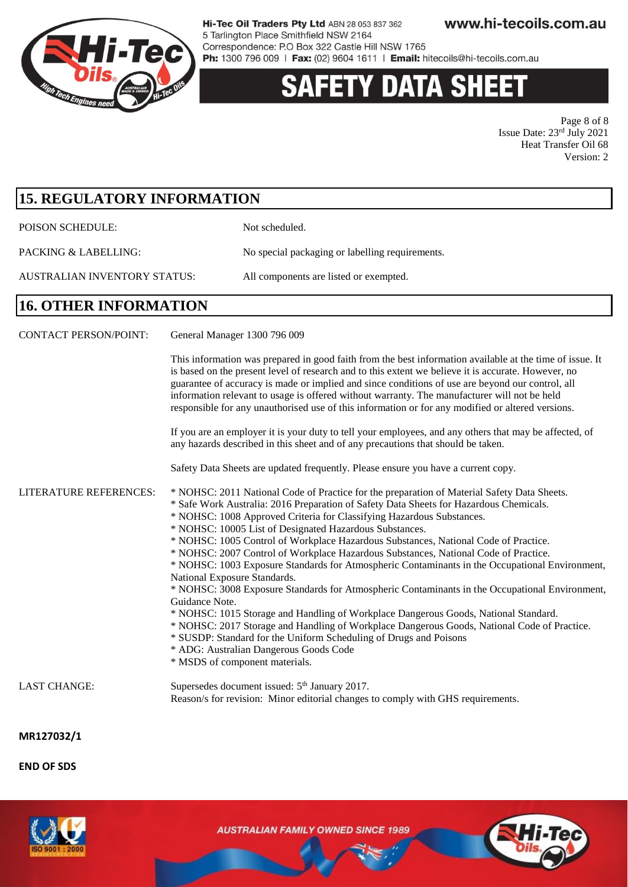## 15. REGULATORY INFORMATION

POISON SCHEDULE: Not scheduled.

PACKING & LABELLING: No special packaging or labelling requirements.

AUSTRALIAN INVENTORY STATUS: All components are listed or exempted.

## 16. OTHER INFORMATION

CONTACT PERSON/POINT: General Manager 1300 796 009

This information was prepared in good faith from the best information available at the time of issue. It is based on the present level of research and to this extent we believe it is accurate. However, no guarantee of accuracy is made or implied and since conditions of use are beyond our control, all information relevant to usage is offered without warranty. The manufacturer will not be held responsible for any unauthorised use of this information or for any modified or altered versions.

If you are an employer it is your duty to tell your employees, and any others that may be affected, of any hazards described in this sheet and of any precautions that should be taken.

Safety Data Sheets are updated frequently. Please ensure you have a current copy.

LITERATURE REFERENCES:

* NOHSC: 2011 National Code of Practice for the preparation of Material Safety Data Sheets.
* Safe Work Australia: 2016 Preparation of Safety Data Sheets for Hazardous Chemicals.
* NOHSC: 1008 Approved Criteria for Classifying Hazardous Substances.
* NOHSC: 10005 List of Designated Hazardous Substances.
* NOHSC: 1005 Control of Workplace Hazardous Substances, National Code of Practice.
* NOHSC: 2007 Control of Workplace Hazardous Substances, National Code of Practice.
* NOHSC: 1003 Exposure Standards for Atmospheric Contaminants in the Occupational Environment, National Exposure Standards.
* NOHSC: 3008 Exposure Standards for Atmospheric Contaminants in the Occupational Environment, Guidance Note.
* NOHSC: 1015 Storage and Handling of Workplace Dangerous Goods, National Standard.
* NOHSC: 2017 Storage and Handling of Workplace Dangerous Goods, National Code of Practice.
* SUSDP: Standard for the Uniform Scheduling of Drugs and Poisons
* ADG: Australian Dangerous Goods Code
* MSDS of component materials.

LAST CHANGE: Supersedes document issued: 5th January 2017.
Reason/s for revision: Minor editorial changes to comply with GHS requirements.

**MR127032/1**

**END OF SDS**